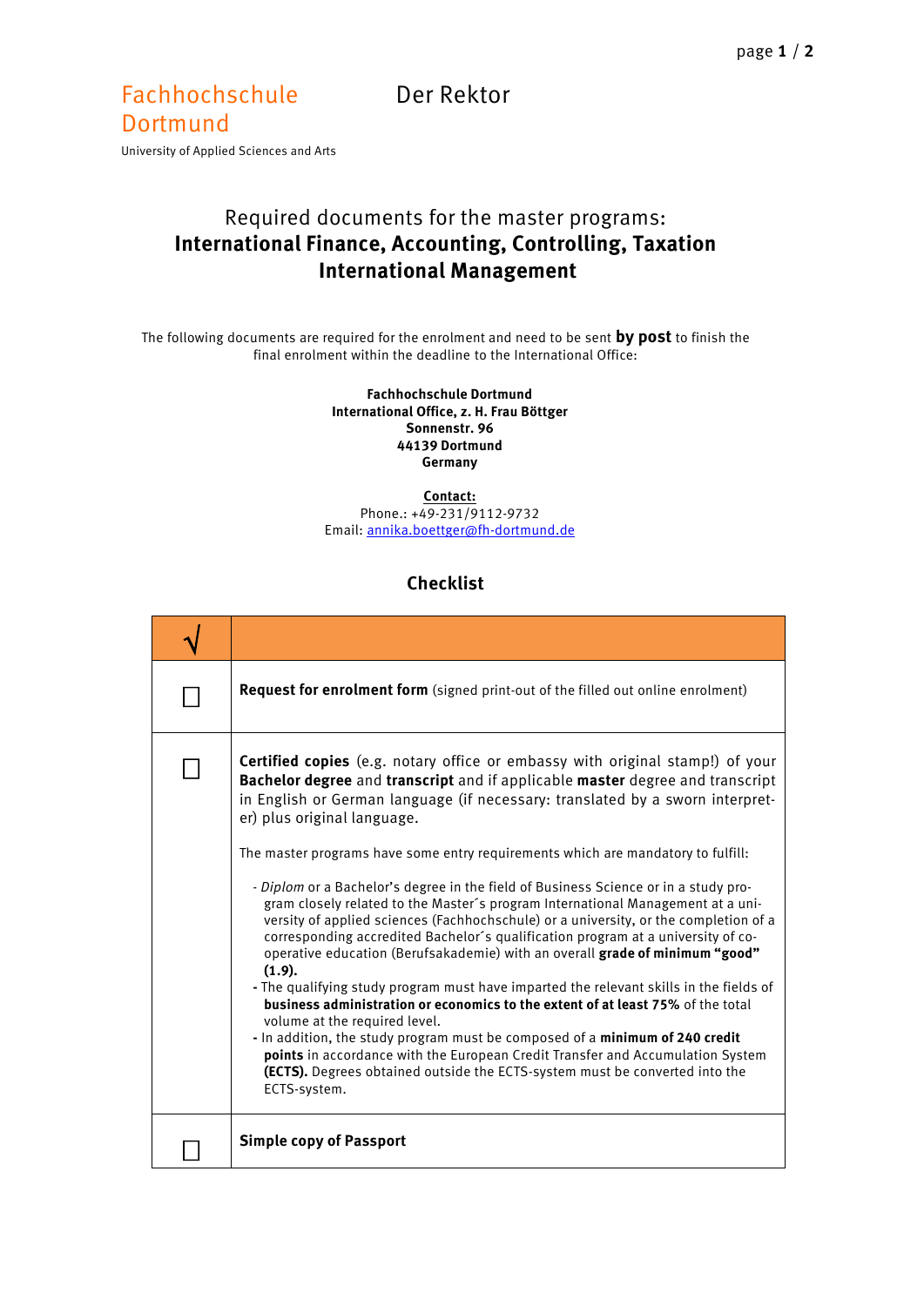Fachhochschule Dortmund

University of Applied Sciences and Arts

Der Rektor

# Required documents for the master programs: **International Finance, Accounting, Controlling, Taxation International Management**

The following documents are required for the enrolment and need to be sent **by post** to finish the final enrolment within the deadline to the International Office:

**Fachhochschule Dortmund**
**International Office, z. H. Frau Böttger**
**Sonnenstr. 96**
**44139 Dortmund**
**Germany**

**Contact:**
Phone.: +49-231/9112-9732
Email: annika.boettger@fh-dortmund.de

## Checklist

| √ | |
|---|---|
| ☐ | **Request for enrolment form** (signed print-out of the filled out online enrolment) |
| ☐ | **Certified copies** (e.g. notary office or embassy with original stamp!) of your **Bachelor degree** and **transcript** and if applicable **master** degree and transcript in English or German language (if necessary: translated by a sworn interpreter) plus original language.<br><br>The master programs have some entry requirements which are mandatory to fulfill:<br><br>- *Diplom* or a Bachelor's degree in the field of Business Science or in a study program closely related to the Master´s program International Management at a university of applied sciences (Fachhochschule) or a university, or the completion of a corresponding accredited Bachelor´s qualification program at a university of cooperative education (Berufsakademie) with an overall **grade of minimum "good" (1.9).**<br>- The qualifying study program must have imparted the relevant skills in the fields of **business administration or economics to the extent of at least 75%** of the total volume at the required level.<br>- In addition, the study program must be composed of a **minimum of 240 credit points** in accordance with the European Credit Transfer and Accumulation System **(ECTS).** Degrees obtained outside the ECTS-system must be converted into the ECTS-system. |
| ☐ | **Simple copy of Passport** |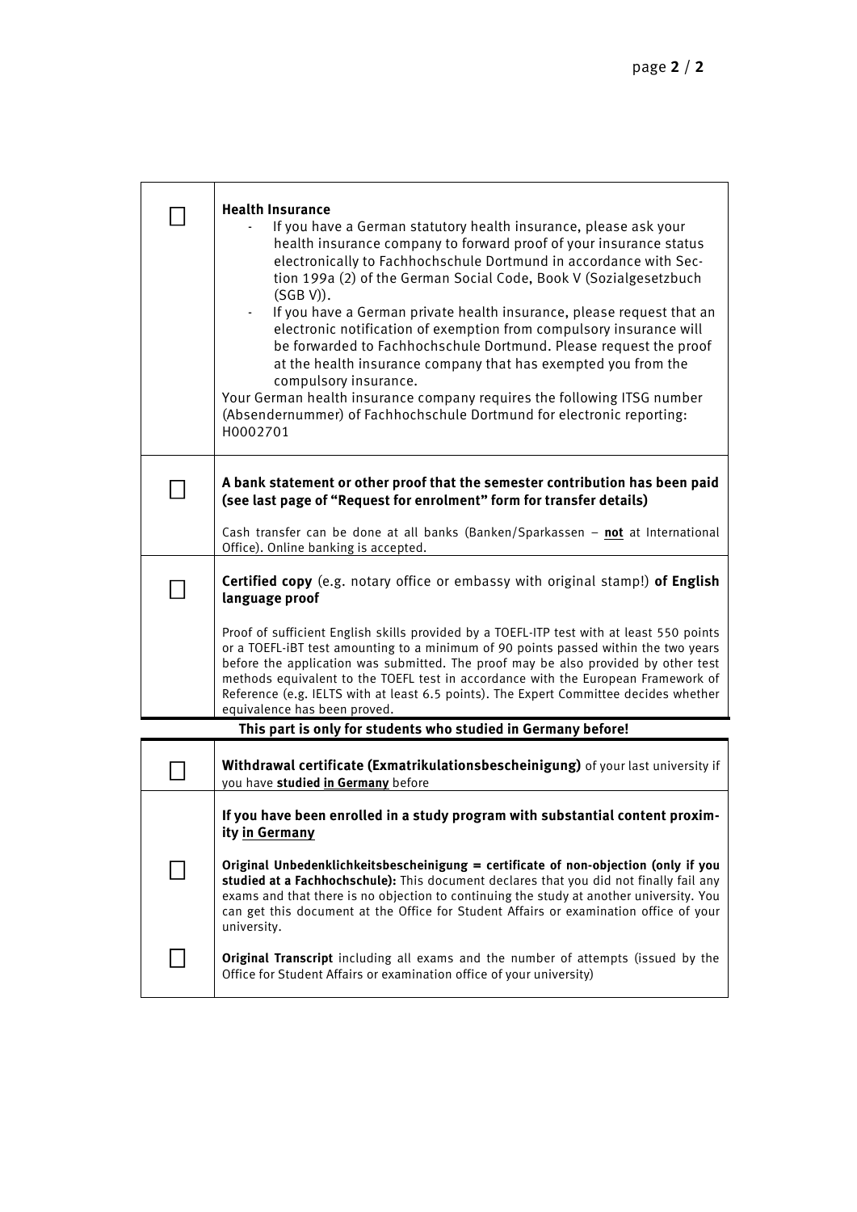| | |
|---|---|
| ☐ | **Health Insurance**<br>- If you have a German statutory health insurance, please ask your health insurance company to forward proof of your insurance status electronically to Fachhochschule Dortmund in accordance with Section 199a (2) of the German Social Code, Book V (Sozialgesetzbuch (SGB V)).<br>- If you have a German private health insurance, please request that an electronic notification of exemption from compulsory insurance will be forwarded to Fachhochschule Dortmund. Please request the proof at the health insurance company that has exempted you from the compulsory insurance.<br>Your German health insurance company requires the following ITSG number (Absendernummer) of Fachhochschule Dortmund for electronic reporting: H0002701 |
| ☐ | **A bank statement or other proof that the semester contribution has been paid (see last page of "Request for enrolment" form for transfer details)**<br><br>Cash transfer can be done at all banks (Banken/Sparkassen – **not** at International Office). Online banking is accepted. |
| ☐ | **Certified copy** (e.g. notary office or embassy with original stamp!) **of English language proof**<br><br>Proof of sufficient English skills provided by a TOEFL-ITP test with at least 550 points or a TOEFL-iBT test amounting to a minimum of 90 points passed within the two years before the application was submitted. The proof may be also provided by other test methods equivalent to the TOEFL test in accordance with the European Framework of Reference (e.g. IELTS with at least 6.5 points). The Expert Committee decides whether equivalence has been proved. |

**This part is only for students who studied in Germany before!**

| | |
|---|---|
| ☐ | **Withdrawal certificate (Exmatrikulationsbescheinigung)** of your last university if you have **studied in Germany** before |
| | **If you have been enrolled in a study program with substantial content proximity in Germany** |
| ☐ | **Original Unbedenklichkeitsbescheinigung = certificate of non-objection (only if you studied at a Fachhochschule):** This document declares that you did not finally fail any exams and that there is no objection to continuing the study at another university. You can get this document at the Office for Student Affairs or examination office of your university. |
| ☐ | **Original Transcript** including all exams and the number of attempts (issued by the Office for Student Affairs or examination office of your university) |